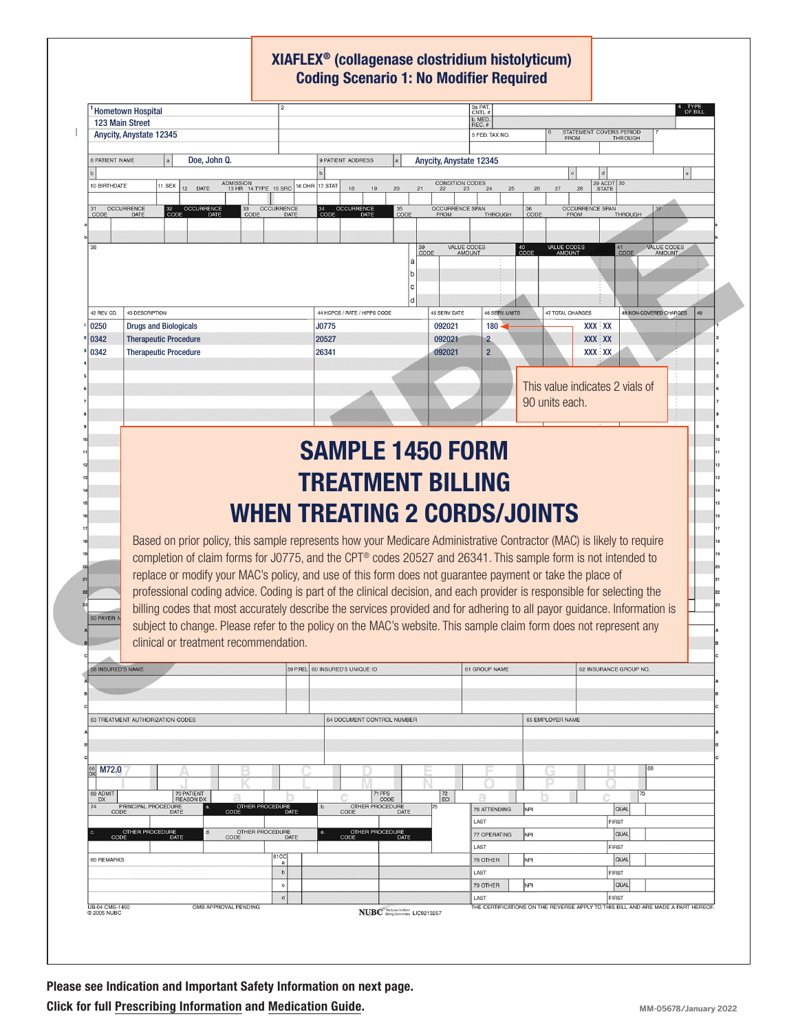# XIAFLEX® (collagenase clostridium histolyticum)
## Coding Scenario 1: No Modifier Required

**1** Hometown Hospital
123 Main Street
Anycity, Anystate 12345

**8 PATIENT NAME** a Doe, John Q.

**9 PATIENT ADDRESS** a Anycity, Anystate 12345

| 42 REV. CD. | 43 DESCRIPTION | 44 HCPCS / RATE / HIPPS CODE | 45 SERV. DATE | 46 SERV. UNITS | 47 TOTAL CHARGES | 48 NON-COVERED CHARGES |
|---|---|---|---|---|---|---|
| 0250 | Drugs and Biologicals | J0775 | 092021 | 180 | XXX XX | |
| 0342 | Therapeutic Procedure | 20527 | 092021 | 2 | XXX XX | |
| 0342 | Therapeutic Procedure | 26341 | 092021 | 2 | XXX XX | |

This value indicates 2 vials of 90 units each.

## SAMPLE 1450 FORM TREATMENT BILLING WHEN TREATING 2 CORDS/JOINTS

Based on prior policy, this sample represents how your Medicare Administrative Contractor (MAC) is likely to require completion of claim forms for J0775, and the CPT® codes 20527 and 26341. This sample form is not intended to replace or modify your MAC's policy, and use of this form does not guarantee payment or take the place of professional coding advice. Coding is part of the clinical decision, and each provider is responsible for selecting the billing codes that most accurately describe the services provided and for adhering to all payor guidance. Information is subject to change. Please refer to the policy on the MAC's website. This sample claim form does not represent any clinical or treatment recommendation.

**66 DX** M72.0

UB-04 CMS-1450 © 2005 NUBC — OMB APPROVAL PENDING — NUBC National Uniform Billing Committee LIC9213257 — THE CERTIFICATIONS ON THE REVERSE APPLY TO THIS BILL AND ARE MADE A PART HEREOF.

**Please see Indication and Important Safety Information on next page.**

**Click for full Prescribing Information and Medication Guide.**

MM-05678/January 2022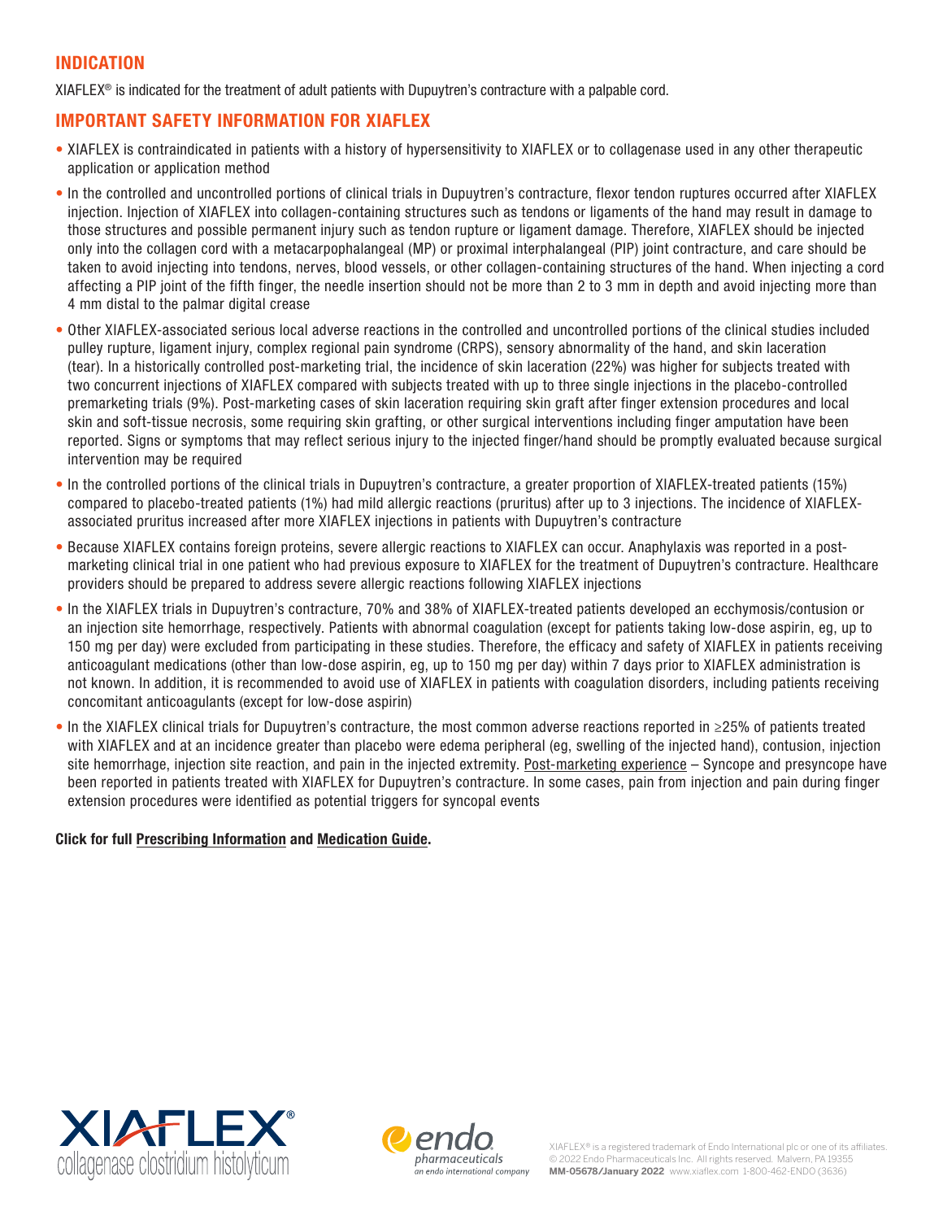## INDICATION

XIAFLEX® is indicated for the treatment of adult patients with Dupuytren's contracture with a palpable cord.

## IMPORTANT SAFETY INFORMATION FOR XIAFLEX

- XIAFLEX is contraindicated in patients with a history of hypersensitivity to XIAFLEX or to collagenase used in any other therapeutic application or application method
- In the controlled and uncontrolled portions of clinical trials in Dupuytren's contracture, flexor tendon ruptures occurred after XIAFLEX injection. Injection of XIAFLEX into collagen-containing structures such as tendons or ligaments of the hand may result in damage to those structures and possible permanent injury such as tendon rupture or ligament damage. Therefore, XIAFLEX should be injected only into the collagen cord with a metacarpophalangeal (MP) or proximal interphalangeal (PIP) joint contracture, and care should be taken to avoid injecting into tendons, nerves, blood vessels, or other collagen-containing structures of the hand. When injecting a cord affecting a PIP joint of the fifth finger, the needle insertion should not be more than 2 to 3 mm in depth and avoid injecting more than 4 mm distal to the palmar digital crease
- Other XIAFLEX-associated serious local adverse reactions in the controlled and uncontrolled portions of the clinical studies included pulley rupture, ligament injury, complex regional pain syndrome (CRPS), sensory abnormality of the hand, and skin laceration (tear). In a historically controlled post-marketing trial, the incidence of skin laceration (22%) was higher for subjects treated with two concurrent injections of XIAFLEX compared with subjects treated with up to three single injections in the placebo-controlled premarketing trials (9%). Post-marketing cases of skin laceration requiring skin graft after finger extension procedures and local skin and soft-tissue necrosis, some requiring skin grafting, or other surgical interventions including finger amputation have been reported. Signs or symptoms that may reflect serious injury to the injected finger/hand should be promptly evaluated because surgical intervention may be required
- In the controlled portions of the clinical trials in Dupuytren's contracture, a greater proportion of XIAFLEX-treated patients (15%) compared to placebo-treated patients (1%) had mild allergic reactions (pruritus) after up to 3 injections. The incidence of XIAFLEX-associated pruritus increased after more XIAFLEX injections in patients with Dupuytren's contracture
- Because XIAFLEX contains foreign proteins, severe allergic reactions to XIAFLEX can occur. Anaphylaxis was reported in a post-marketing clinical trial in one patient who had previous exposure to XIAFLEX for the treatment of Dupuytren's contracture. Healthcare providers should be prepared to address severe allergic reactions following XIAFLEX injections
- In the XIAFLEX trials in Dupuytren's contracture, 70% and 38% of XIAFLEX-treated patients developed an ecchymosis/contusion or an injection site hemorrhage, respectively. Patients with abnormal coagulation (except for patients taking low-dose aspirin, eg, up to 150 mg per day) were excluded from participating in these studies. Therefore, the efficacy and safety of XIAFLEX in patients receiving anticoagulant medications (other than low-dose aspirin, eg, up to 150 mg per day) within 7 days prior to XIAFLEX administration is not known. In addition, it is recommended to avoid use of XIAFLEX in patients with coagulation disorders, including patients receiving concomitant anticoagulants (except for low-dose aspirin)
- In the XIAFLEX clinical trials for Dupuytren's contracture, the most common adverse reactions reported in ≥25% of patients treated with XIAFLEX and at an incidence greater than placebo were edema peripheral (eg, swelling of the injected hand), contusion, injection site hemorrhage, injection site reaction, and pain in the injected extremity. Post-marketing experience – Syncope and presyncope have been reported in patients treated with XIAFLEX for Dupuytren's contracture. In some cases, pain from injection and pain during finger extension procedures were identified as potential triggers for syncopal events

**Click for full Prescribing Information and Medication Guide.**

XIAFLEX® collagenase clostridium histolyticum

endo pharmaceuticals an endo international company

XIAFLEX® is a registered trademark of Endo International plc or one of its affiliates.
© 2022 Endo Pharmaceuticals Inc. All rights reserved. Malvern, PA 19355
**MM-05678/January 2022** www.xiaflex.com 1-800-462-ENDO (3636)